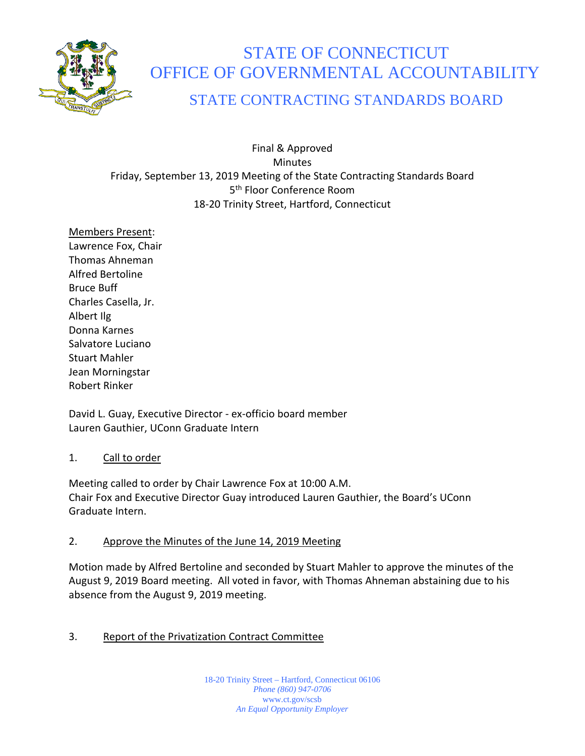# STATE OF CONNECTICUT
# OFFICE OF GOVERNMENTAL ACCOUNTABILITY
## STATE CONTRACTING STANDARDS BOARD

Final & Approved
Minutes
Friday, September 13, 2019 Meeting of the State Contracting Standards Board
5th Floor Conference Room
18-20 Trinity Street, Hartford, Connecticut

Members Present:
Lawrence Fox, Chair
Thomas Ahneman
Alfred Bertoline
Bruce Buff
Charles Casella, Jr.
Albert Ilg
Donna Karnes
Salvatore Luciano
Stuart Mahler
Jean Morningstar
Robert Rinker

David L. Guay, Executive Director - ex-officio board member
Lauren Gauthier, UConn Graduate Intern

1. Call to order

Meeting called to order by Chair Lawrence Fox at 10:00 A.M.
Chair Fox and Executive Director Guay introduced Lauren Gauthier, the Board's UConn Graduate Intern.

2. Approve the Minutes of the June 14, 2019 Meeting

Motion made by Alfred Bertoline and seconded by Stuart Mahler to approve the minutes of the August 9, 2019 Board meeting. All voted in favor, with Thomas Ahneman abstaining due to his absence from the August 9, 2019 meeting.

3. Report of the Privatization Contract Committee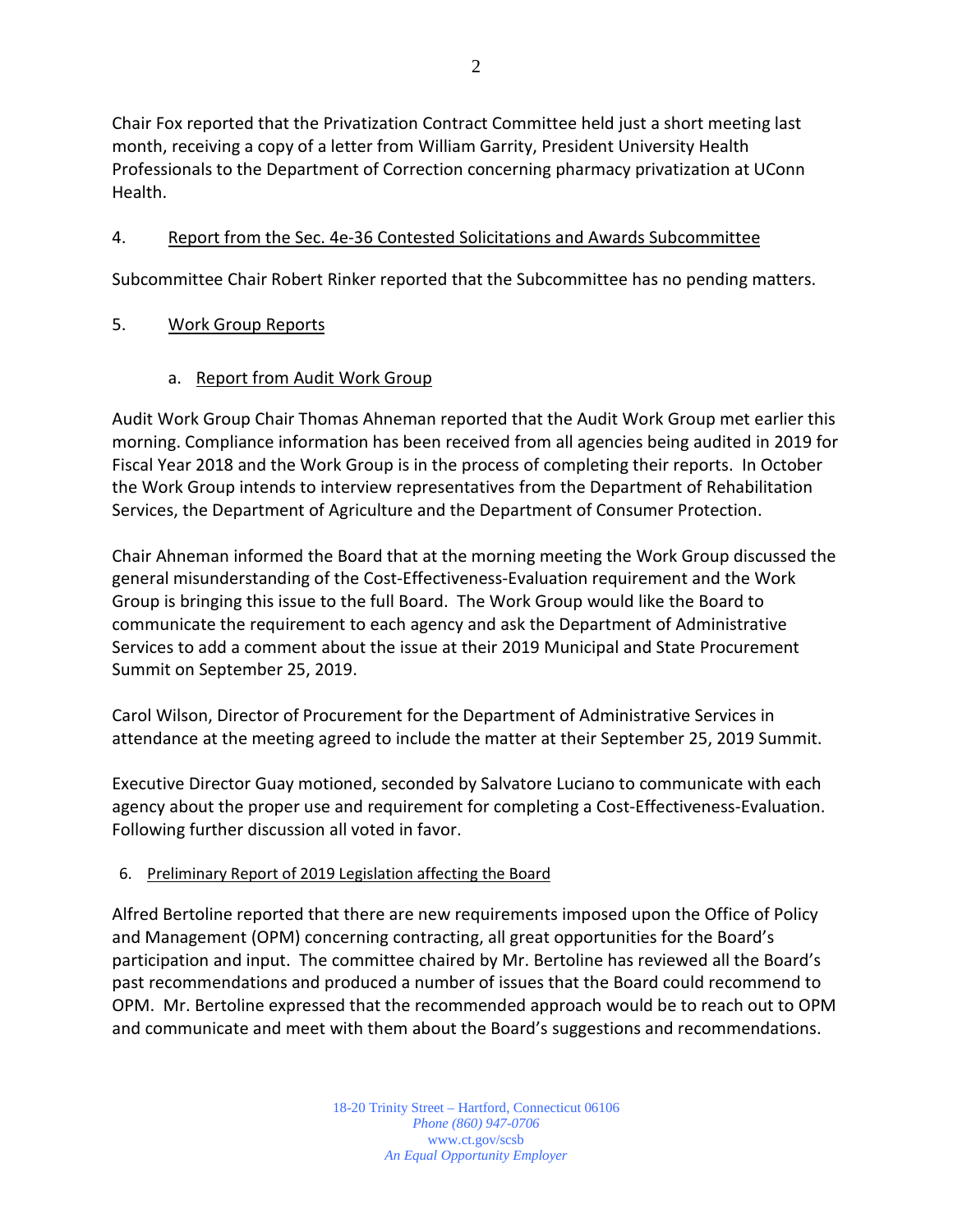Chair Fox reported that the Privatization Contract Committee held just a short meeting last month, receiving a copy of a letter from William Garrity, President University Health Professionals to the Department of Correction concerning pharmacy privatization at UConn Health.

4. <u>Report from the Sec. 4e-36 Contested Solicitations and Awards Subcommittee</u>

Subcommittee Chair Robert Rinker reported that the Subcommittee has no pending matters.

5. <u>Work Group Reports</u>

   a. <u>Report from Audit Work Group</u>

Audit Work Group Chair Thomas Ahneman reported that the Audit Work Group met earlier this morning. Compliance information has been received from all agencies being audited in 2019 for Fiscal Year 2018 and the Work Group is in the process of completing their reports. In October the Work Group intends to interview representatives from the Department of Rehabilitation Services, the Department of Agriculture and the Department of Consumer Protection.

Chair Ahneman informed the Board that at the morning meeting the Work Group discussed the general misunderstanding of the Cost-Effectiveness-Evaluation requirement and the Work Group is bringing this issue to the full Board. The Work Group would like the Board to communicate the requirement to each agency and ask the Department of Administrative Services to add a comment about the issue at their 2019 Municipal and State Procurement Summit on September 25, 2019.

Carol Wilson, Director of Procurement for the Department of Administrative Services in attendance at the meeting agreed to include the matter at their September 25, 2019 Summit.

Executive Director Guay motioned, seconded by Salvatore Luciano to communicate with each agency about the proper use and requirement for completing a Cost-Effectiveness-Evaluation. Following further discussion all voted in favor.

6. <u>Preliminary Report of 2019 Legislation affecting the Board</u>

Alfred Bertoline reported that there are new requirements imposed upon the Office of Policy and Management (OPM) concerning contracting, all great opportunities for the Board's participation and input. The committee chaired by Mr. Bertoline has reviewed all the Board's past recommendations and produced a number of issues that the Board could recommend to OPM. Mr. Bertoline expressed that the recommended approach would be to reach out to OPM and communicate and meet with them about the Board's suggestions and recommendations.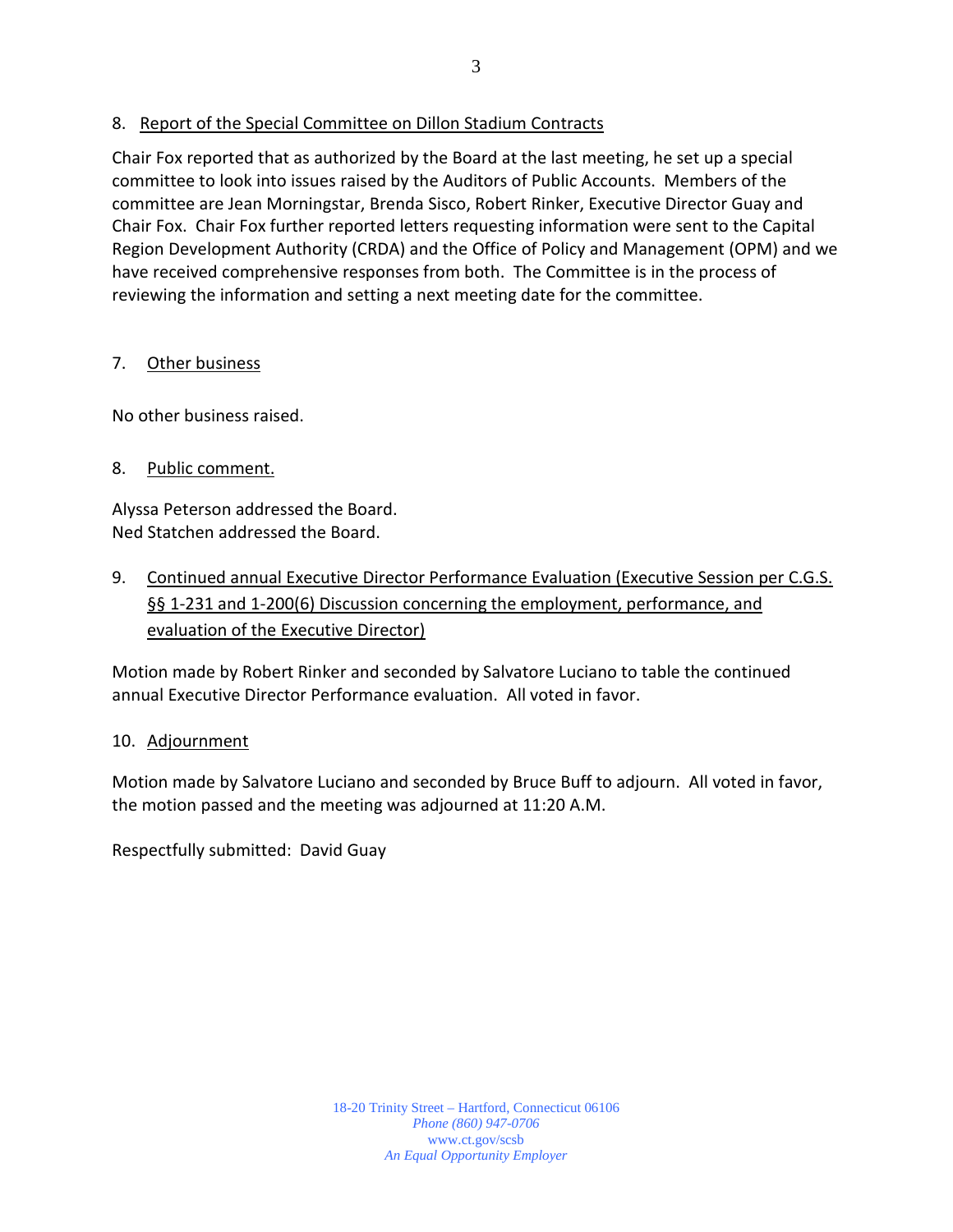8. <u>Report of the Special Committee on Dillon Stadium Contracts</u>

Chair Fox reported that as authorized by the Board at the last meeting, he set up a special committee to look into issues raised by the Auditors of Public Accounts. Members of the committee are Jean Morningstar, Brenda Sisco, Robert Rinker, Executive Director Guay and Chair Fox. Chair Fox further reported letters requesting information were sent to the Capital Region Development Authority (CRDA) and the Office of Policy and Management (OPM) and we have received comprehensive responses from both. The Committee is in the process of reviewing the information and setting a next meeting date for the committee.

7. <u>Other business</u>

No other business raised.

8. <u>Public comment.</u>

Alyssa Peterson addressed the Board.
Ned Statchen addressed the Board.

9. <u>Continued annual Executive Director Performance Evaluation (Executive Session per C.G.S. §§ 1-231 and 1-200(6) Discussion concerning the employment, performance, and evaluation of the Executive Director)</u>

Motion made by Robert Rinker and seconded by Salvatore Luciano to table the continued annual Executive Director Performance evaluation. All voted in favor.

10. <u>Adjournment</u>

Motion made by Salvatore Luciano and seconded by Bruce Buff to adjourn. All voted in favor, the motion passed and the meeting was adjourned at 11:20 A.M.

Respectfully submitted: David Guay

18-20 Trinity Street – Hartford, Connecticut 06106
*Phone (860) 947-0706*
www.ct.gov/scsb
*An Equal Opportunity Employer*